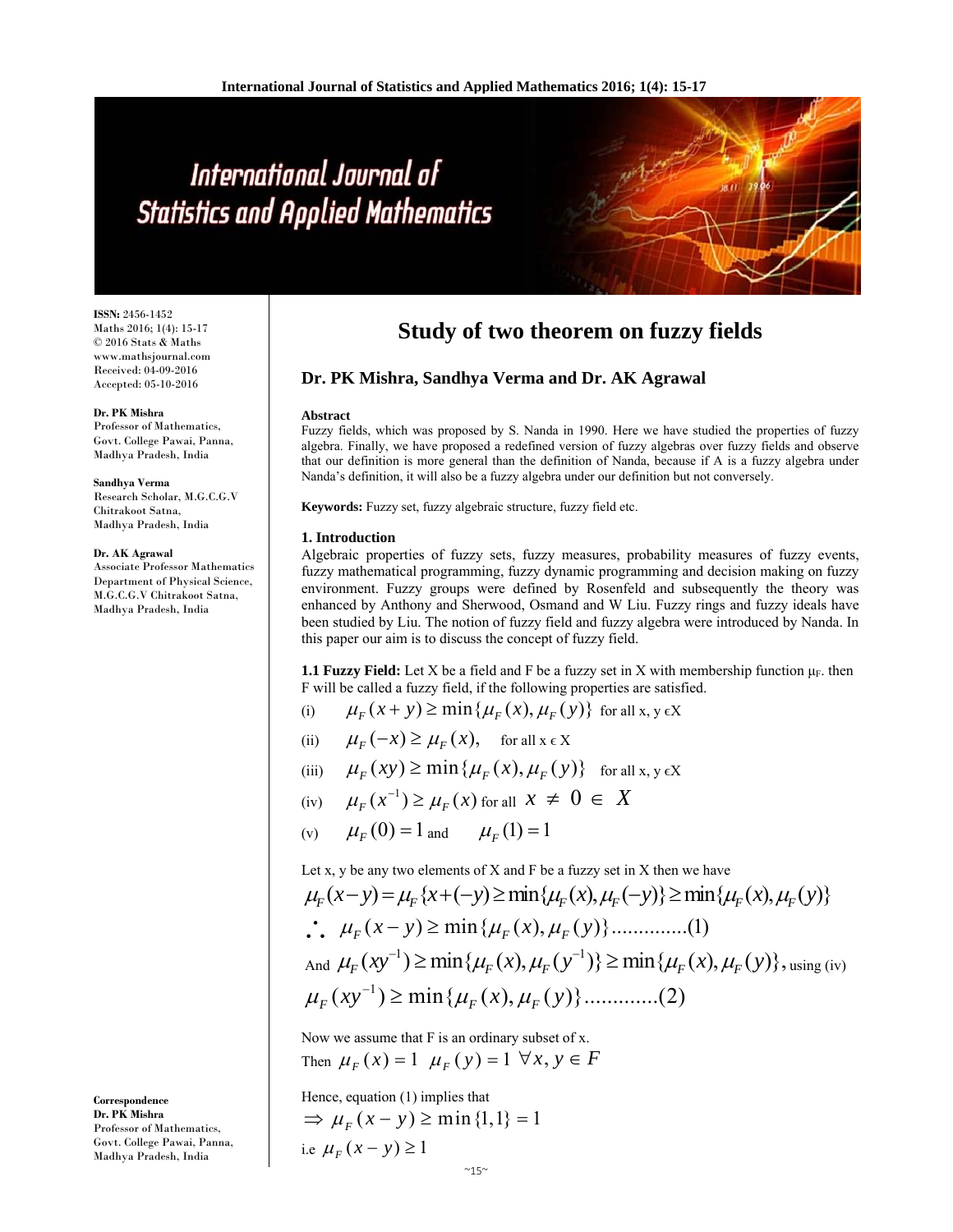ISSN: 2456-1452
Maths 2016; 1(4): 15-17
© 2016 Stats & Maths
www.mathsjournal.com
Received: 04-09-2016
Accepted: 05-10-2016

**Dr. PK Mishra**
Professor of Mathematics, Govt. College Pawai, Panna, Madhya Pradesh, India

**Sandhya Verma**
Research Scholar, M.G.C.G.V Chitrakoot Satna, Madhya Pradesh, India

**Dr. AK Agrawal**
Associate Professor Mathematics Department of Physical Science, M.G.C.G.V Chitrakoot Satna, Madhya Pradesh, India

**Correspondence**
**Dr. PK Mishra**
Professor of Mathematics, Govt. College Pawai, Panna, Madhya Pradesh, India

# Study of two theorem on fuzzy fields

## Dr. PK Mishra, Sandhya Verma and Dr. AK Agrawal

### Abstract

Fuzzy fields, which was proposed by S. Nanda in 1990. Here we have studied the properties of fuzzy algebra. Finally, we have proposed a redefined version of fuzzy algebras over fuzzy fields and observe that our definition is more general than the definition of Nanda, because if A is a fuzzy algebra under Nanda's definition, it will also be a fuzzy algebra under our definition but not conversely.

**Keywords:** Fuzzy set, fuzzy algebraic structure, fuzzy field etc.

### 1. Introduction

Algebraic properties of fuzzy sets, fuzzy measures, probability measures of fuzzy events, fuzzy mathematical programming, fuzzy dynamic programming and decision making on fuzzy environment. Fuzzy groups were defined by Rosenfeld and subsequently the theory was enhanced by Anthony and Sherwood, Osmand and W Liu. Fuzzy rings and fuzzy ideals have been studied by Liu. The notion of fuzzy field and fuzzy algebra were introduced by Nanda. In this paper our aim is to discuss the concept of fuzzy field.

**1.1 Fuzzy Field:** Let X be a field and F be a fuzzy set in X with membership function $\mu_F$. then F will be called a fuzzy field, if the following properties are satisfied.

(i) $\mu_F(x+y) \geq \min\{\mu_F(x), \mu_F(y)\}$ for all x, y ϵX

(ii) $\mu_F(-x) \geq \mu_F(x)$, for all x ϵ X

(iii) $\mu_F(xy) \geq \min\{\mu_F(x), \mu_F(y)\}$ for all x, y ϵX

(iv) $\mu_F(x^{-1}) \geq \mu_F(x)$ for all $x \neq 0 \in X$

(v) $\mu_F(0) = 1$ and $\mu_F(1) = 1$

Let x, y be any two elements of X and F be a fuzzy set in X then we have

$$\mu_F(x-y) = \mu_F\{x+(-y)\} \geq \min\{\mu_F(x), \mu_F(-y)\} \geq \min\{\mu_F(x), \mu_F(y)\}$$

$$\therefore\ \mu_F(x-y) \geq \min\{\mu_F(x), \mu_F(y)\} \text{..............(1)}$$

And $\mu_F(xy^{-1}) \geq \min\{\mu_F(x), \mu_F(y^{-1})\} \geq \min\{\mu_F(x), \mu_F(y)\}$, using (iv)

$$\mu_F(xy^{-1}) \geq \min\{\mu_F(x), \mu_F(y)\} \text{.............(2)}$$

Now we assume that F is an ordinary subset of x.

Then $\mu_F(x) = 1 \;\; \mu_F(y) = 1 \;\; \forall x, y \in F$

Hence, equation (1) implies that

$\Rightarrow \mu_F(x-y) \geq \min\{1,1\} = 1$

i.e $\mu_F(x-y) \geq 1$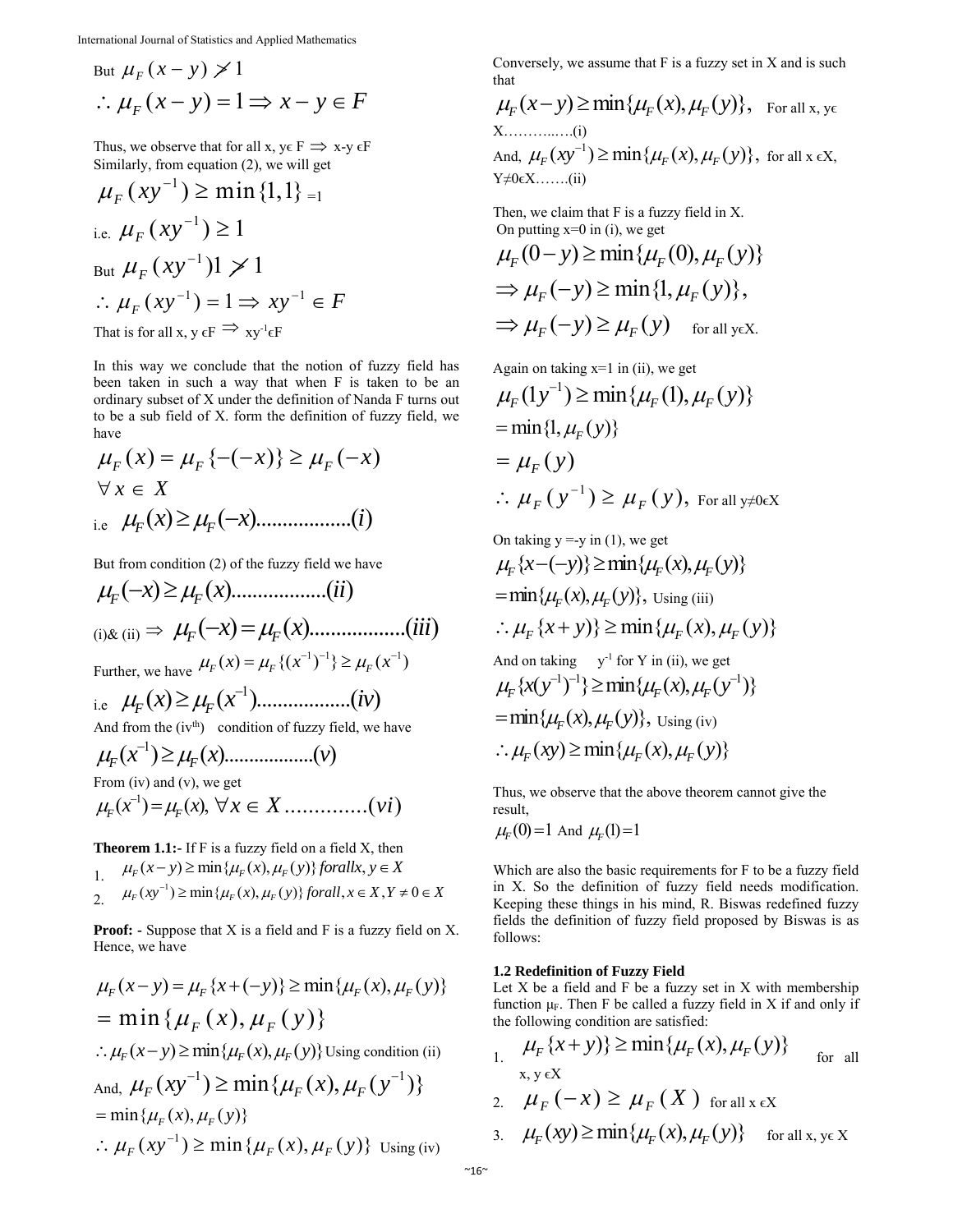But $\mu_F(x-y) \not> 1$

$$\therefore \mu_F(x-y) = 1 \Rightarrow x-y \in F$$

Thus, we observe that for all x, y$\in$ F $\Rightarrow$ x-y $\in$F
Similarly, from equation (2), we will get

$$\mu_F(xy^{-1}) \geq \min\{1,1\} = 1$$

i.e. $\mu_F(xy^{-1}) \geq 1$

But $\mu_F(xy^{-1})1 \not> 1$

$$\therefore \mu_F(xy^{-1}) = 1 \Rightarrow xy^{-1} \in F$$

That is for all x, y $\in$F $\Rightarrow$ $xy^{-1}\in$F

In this way we conclude that the notion of fuzzy field has been taken in such a way that when F is taken to be an ordinary subset of X under the definition of Nanda F turns out to be a sub field of X. form the definition of fuzzy field, we have

$$\mu_F(x) = \mu_F\{-(-x)\} \geq \mu_F(-x)$$
$$\forall x \in X$$

i.e $\mu_F(x) \geq \mu_F(-x)$..................(i)

But from condition (2) of the fuzzy field we have

$\mu_F(-x) \geq \mu_F(x)$..................(ii)

(i)& (ii) $\Rightarrow$ $\mu_F(-x) = \mu_F(x)$..................(iii)

Further, we have $\mu_F(x) = \mu_F\{(x^{-1})^{-1}\} \geq \mu_F(x^{-1})$

i.e $\mu_F(x) \geq \mu_F(x^{-1})$..................(iv)

And from the (iv[th]) condition of fuzzy field, we have

$\mu_F(x^{-1}) \geq \mu_F(x)$..................(v)

From (iv) and (v), we get

$\mu_F(x^{-1}) = \mu_F(x), \forall x \in X$.............(vi)

**Theorem 1.1:-** If F is a fuzzy field on a field X, then

1. $\mu_F(x-y) \geq \min\{\mu_F(x), \mu_F(y)\}$ $for all x, y \in X$
2. $\mu_F(xy^{-1}) \geq \min\{\mu_F(x), \mu_F(y)\}$ $for all, x \in X, Y \neq 0 \in X$

**Proof:** - Suppose that X is a field and F is a fuzzy field on X. Hence, we have

$$\mu_F(x-y) = \mu_F\{x+(-y)\} \geq \min\{\mu_F(x), \mu_F(y)\}$$
$$= \min\{\mu_F(x), \mu_F(y)\}$$

$\therefore \mu_F(x-y) \geq \min\{\mu_F(x), \mu_F(y)\}$ Using condition (ii)

And, $\mu_F(xy^{-1}) \geq \min\{\mu_F(x), \mu_F(y^{-1})\}$

$$= \min\{\mu_F(x), \mu_F(y)\}$$

$\therefore \mu_F(xy^{-1}) \geq \min\{\mu_F(x), \mu_F(y)\}$ Using (iv)

Conversely, we assume that F is a fuzzy set in X and is such that

$\mu_F(x-y) \geq \min\{\mu_F(x), \mu_F(y)\}$, For all x, y$\in$ X………..….(i)

And, $\mu_F(xy^{-1}) \geq \min\{\mu_F(x), \mu_F(y)\}$, for all x $\in$X, Y$\neq$0$\in$X…….(ii)

Then, we claim that F is a fuzzy field in X.
On putting x=0 in (i), we get

$$\mu_F(0-y) \geq \min\{\mu_F(0), \mu_F(y)\}$$
$$\Rightarrow \mu_F(-y) \geq \min\{1, \mu_F(y)\},$$

$\Rightarrow \mu_F(-y) \geq \mu_F(y)$ for all y$\in$X.

Again on taking x=1 in (ii), we get

$$\mu_F(1y^{-1}) \geq \min\{\mu_F(1), \mu_F(y)\}$$
$$= \min\{1, \mu_F(y)\}$$
$$= \mu_F(y)$$

$\therefore \mu_F(y^{-1}) \geq \mu_F(y)$, For all y$\neq$0$\in$X

On taking y =-y in (1), we get

$$\mu_F\{x-(-y)\} \geq \min\{\mu_F(x), \mu_F(y)\}$$

$= \min\{\mu_F(x), \mu_F(y)\}$, Using (iii)

$$\therefore \mu_F\{x+y)\} \geq \min\{\mu_F(x), \mu_F(y)\}$$

And on taking $y^{-1}$ for Y in (ii), we get

$$\mu_F\{x(y^{-1})^{-1}\} \geq \min\{\mu_F(x), \mu_F(y^{-1})\}$$

$= \min\{\mu_F(x), \mu_F(y)\}$, Using (iv)

$$\therefore \mu_F(xy) \geq \min\{\mu_F(x), \mu_F(y)\}$$

Thus, we observe that the above theorem cannot give the result,

$\mu_F(0) = 1$ And $\mu_F(1) = 1$

Which are also the basic requirements for F to be a fuzzy field in X. So the definition of fuzzy field needs modification. Keeping these things in his mind, R. Biswas redefined fuzzy fields the definition of fuzzy field proposed by Biswas is as follows:

### 1.2 Redefinition of Fuzzy Field

Let X be a field and F be a fuzzy set in X with membership function $\mu_F$. Then F be called a fuzzy field in X if and only if the following condition are satisfied:

1. $\mu_F\{x+y)\} \geq \min\{\mu_F(x), \mu_F(y)\}$ for all x, y $\in$X
2. $\mu_F(-x) \geq \mu_F(X)$ for all x $\in$X
3. $\mu_F(xy) \geq \min\{\mu_F(x), \mu_F(y)\}$ for all x, y$\in$ X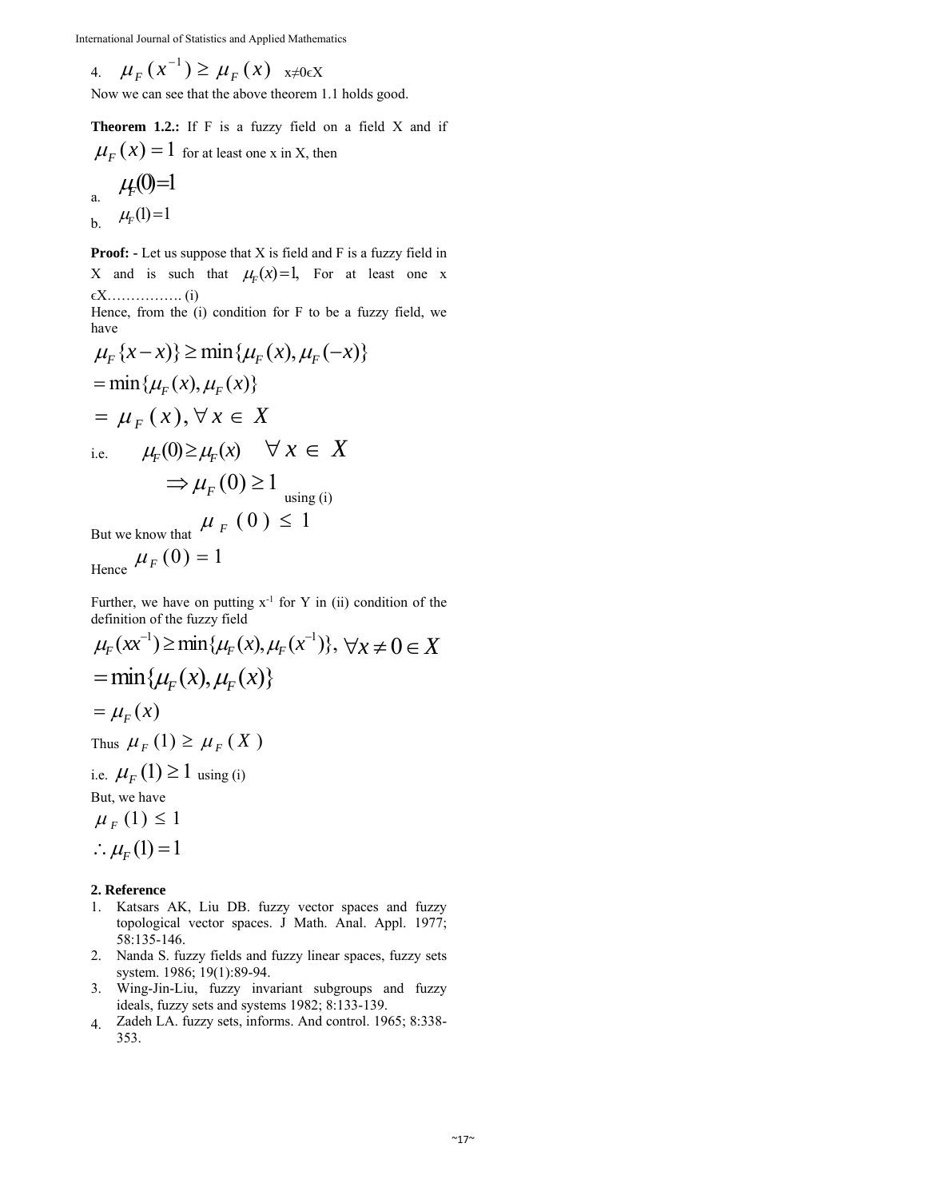4. $\mu_F(x^{-1}) \geq \mu_F(x)$ x≠0ϵX

Now we can see that the above theorem 1.1 holds good.

**Theorem 1.2.:** If F is a fuzzy field on a field X and if $\mu_F(x) = 1$ for at least one x in X, then

a. $\mu_F(0)=1$

b. $\mu_F(1)=1$

**Proof:** - Let us suppose that X is field and F is a fuzzy field in X and is such that $\mu_F(x)=1$, For at least one x ϵX……………. (i)

Hence, from the (i) condition for F to be a fuzzy field, we have

$$\mu_F\{x-x)\} \geq \min\{\mu_F(x), \mu_F(-x)\}$$

$$= \min\{\mu_F(x), \mu_F(x)\}$$

$$= \mu_F(x), \forall x \in X$$

i.e. $\mu_F(0) \geq \mu_F(x) \quad \forall x \in X$

$$\Rightarrow \mu_F(0) \geq 1 \text{ using (i)}$$

But we know that $\mu_F(0) \leq 1$

Hence $\mu_F(0) = 1$

Further, we have on putting $x^{-1}$ for Y in (ii) condition of the definition of the fuzzy field

$$\mu_F(xx^{-1}) \geq \min\{\mu_F(x), \mu_F(x^{-1})\}, \forall x \neq 0 \in X$$

$$= \min\{\mu_F(x), \mu_F(x)\}$$

$$= \mu_F(x)$$

Thus $\mu_F(1) \geq \mu_F(X)$

i.e. $\mu_F(1) \geq 1$ using (i)

But, we have

$$\mu_F(1) \leq 1$$

$$\therefore \mu_F(1) = 1$$

## 2. Reference

1. Katsars AK, Liu DB. fuzzy vector spaces and fuzzy topological vector spaces. J Math. Anal. Appl. 1977; 58:135-146.
2. Nanda S. fuzzy fields and fuzzy linear spaces, fuzzy sets system. 1986; 19(1):89-94.
3. Wing-Jin-Liu, fuzzy invariant subgroups and fuzzy ideals, fuzzy sets and systems 1982; 8:133-139.
4. Zadeh LA. fuzzy sets, informs. And control. 1965; 8:338-353.